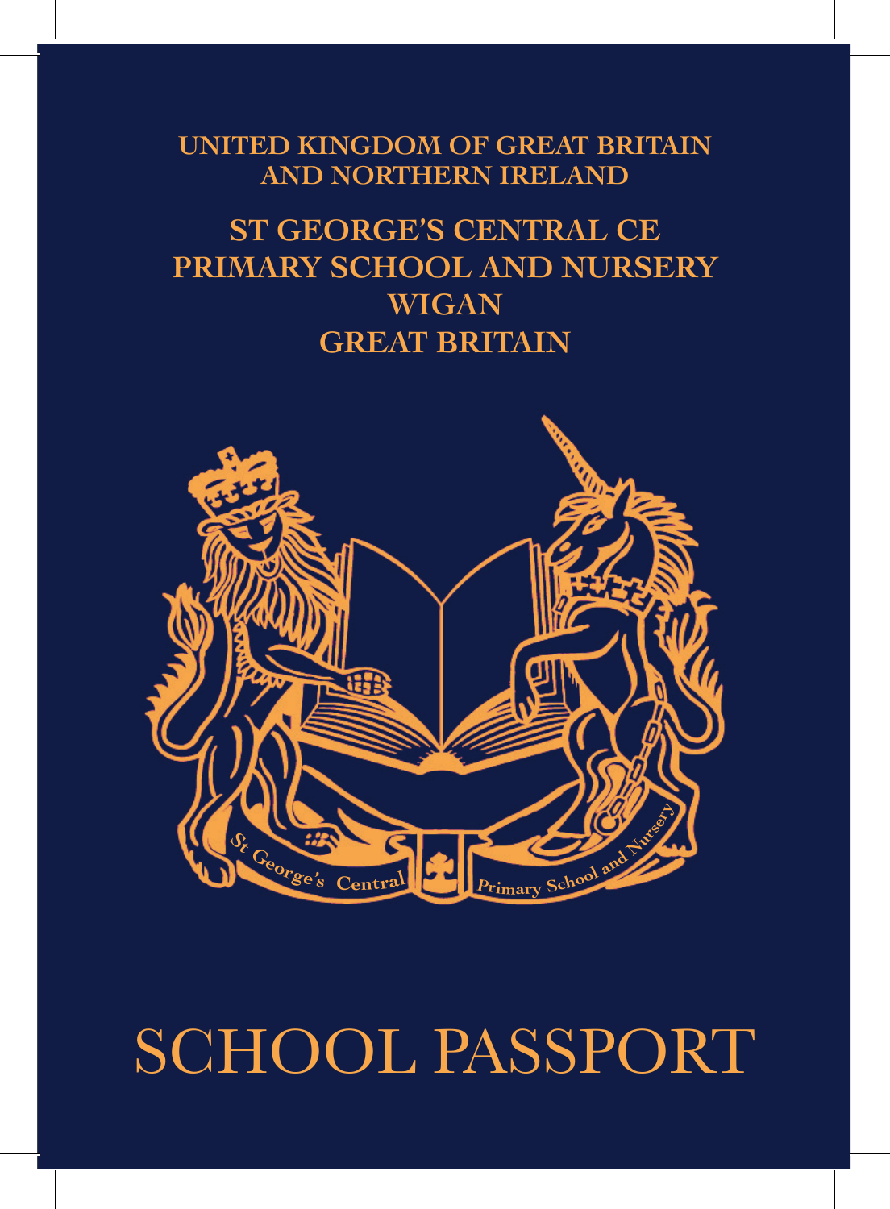**UNITED KINGDOM OF GREAT BRITAIN AND NORTHERN IRELAND**

## ST GEORGE'S CENTRAL CE PRIMARY SCHOOL AND NURSERY WIGAN GREAT BRITAIN

St George's Central Primary School and Nursery

# SCHOOL PASSPORT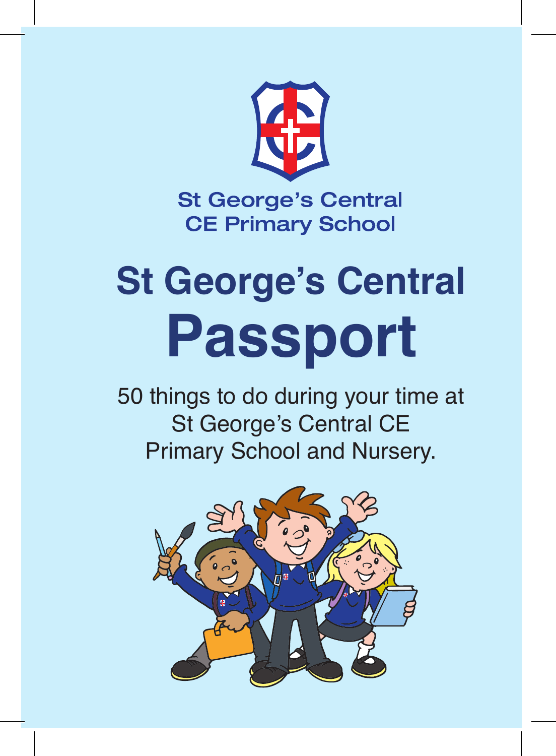St George's Central
CE Primary School

# St George's Central Passport

50 things to do during your time at St George's Central CE Primary School and Nursery.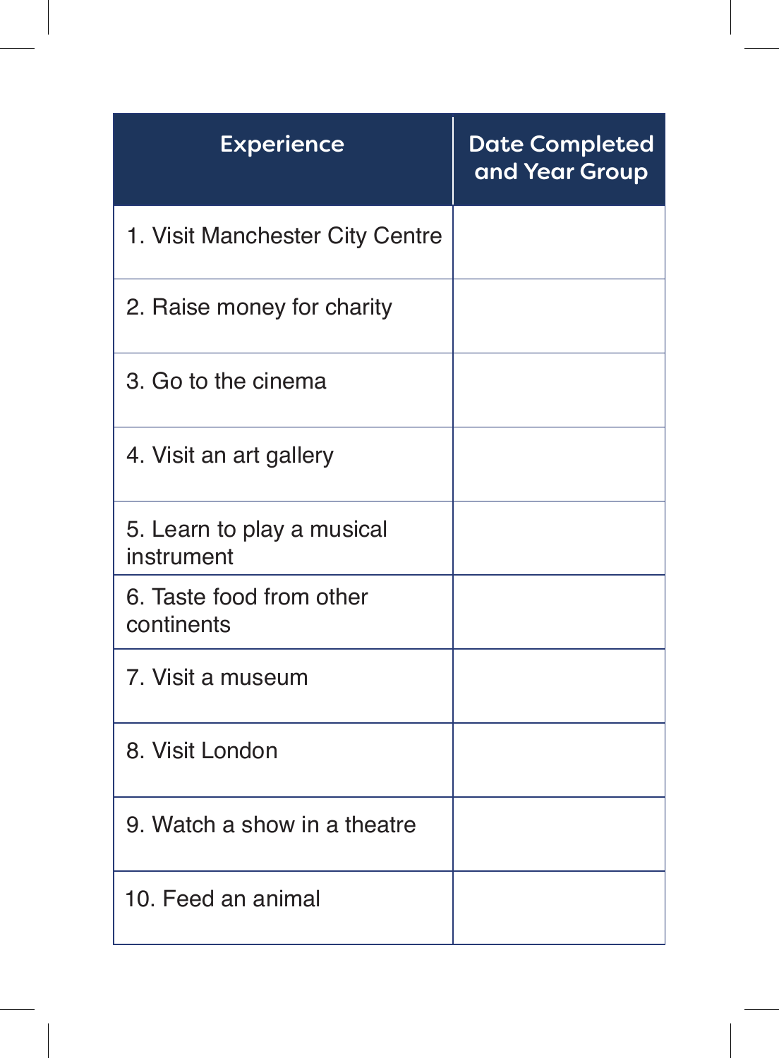| Experience | Date Completed and Year Group |
| --- | --- |
| 1. Visit Manchester City Centre | |
| 2. Raise money for charity | |
| 3. Go to the cinema | |
| 4. Visit an art gallery | |
| 5. Learn to play a musical instrument | |
| 6. Taste food from other continents | |
| 7. Visit a museum | |
| 8. Visit London | |
| 9. Watch a show in a theatre | |
| 10. Feed an animal | |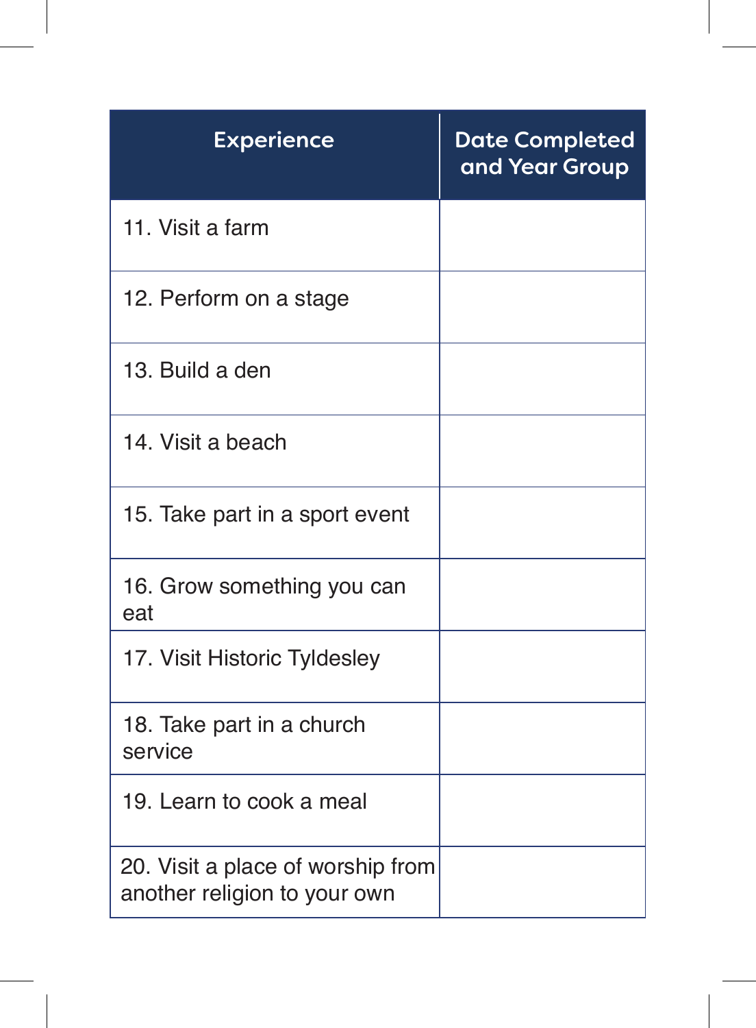| Experience | Date Completed and Year Group |
|---|---|
| 11. Visit a farm | |
| 12. Perform on a stage | |
| 13. Build a den | |
| 14. Visit a beach | |
| 15. Take part in a sport event | |
| 16. Grow something you can eat | |
| 17. Visit Historic Tyldesley | |
| 18. Take part in a church service | |
| 19. Learn to cook a meal | |
| 20. Visit a place of worship from another religion to your own | |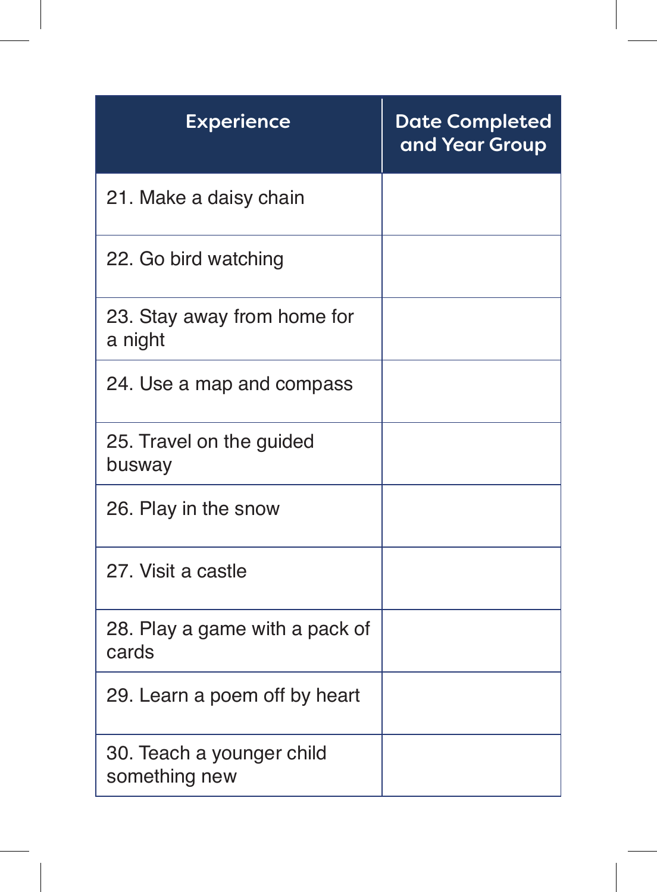| Experience | Date Completed and Year Group |
|---|---|
| 21. Make a daisy chain | |
| 22. Go bird watching | |
| 23. Stay away from home for a night | |
| 24. Use a map and compass | |
| 25. Travel on the guided busway | |
| 26. Play in the snow | |
| 27. Visit a castle | |
| 28. Play a game with a pack of cards | |
| 29. Learn a poem off by heart | |
| 30. Teach a younger child something new | |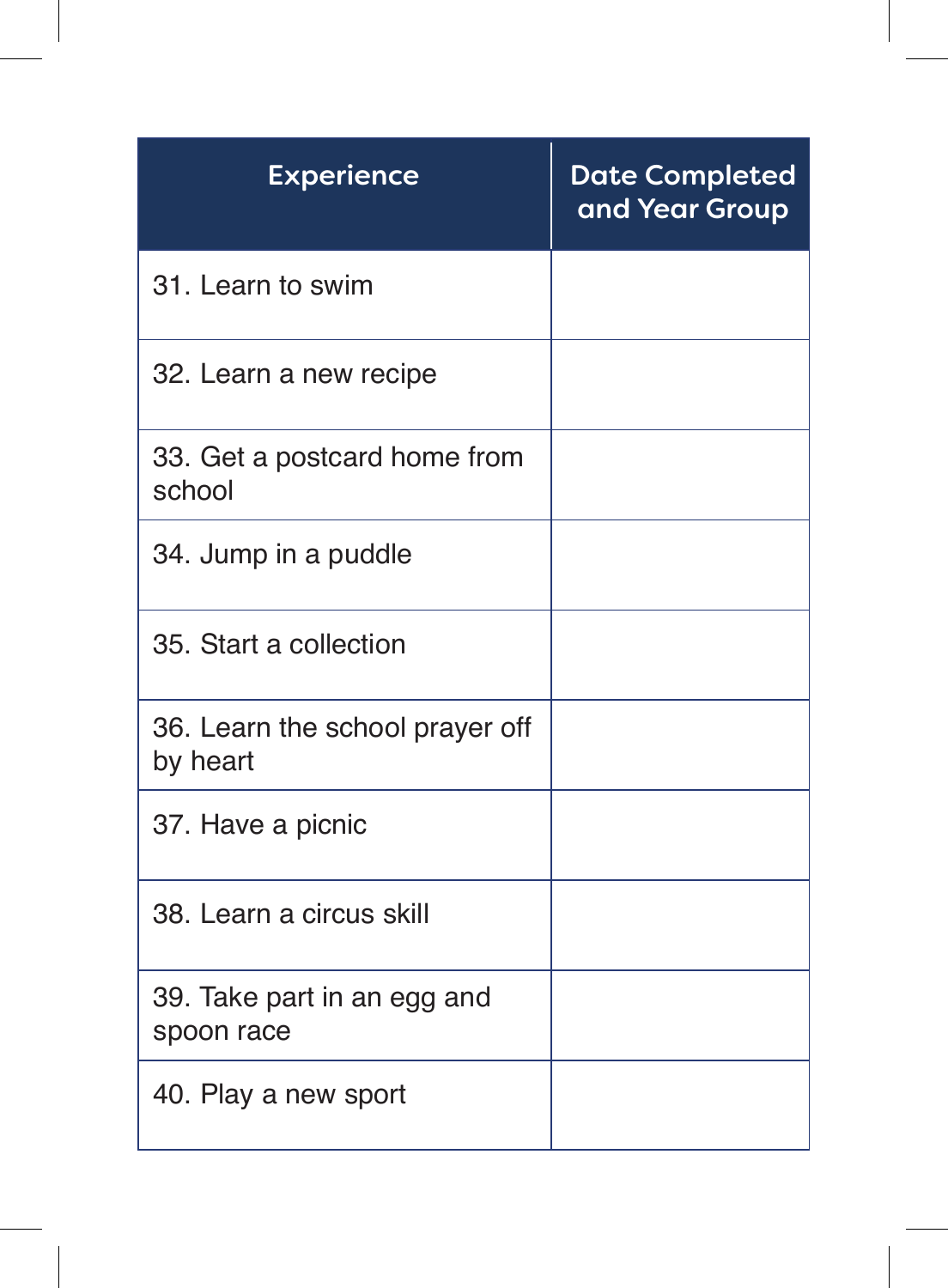| Experience | Date Completed and Year Group |
| --- | --- |
| 31. Learn to swim | |
| 32. Learn a new recipe | |
| 33. Get a postcard home from school | |
| 34. Jump in a puddle | |
| 35. Start a collection | |
| 36. Learn the school prayer off by heart | |
| 37. Have a picnic | |
| 38. Learn a circus skill | |
| 39. Take part in an egg and spoon race | |
| 40. Play a new sport | |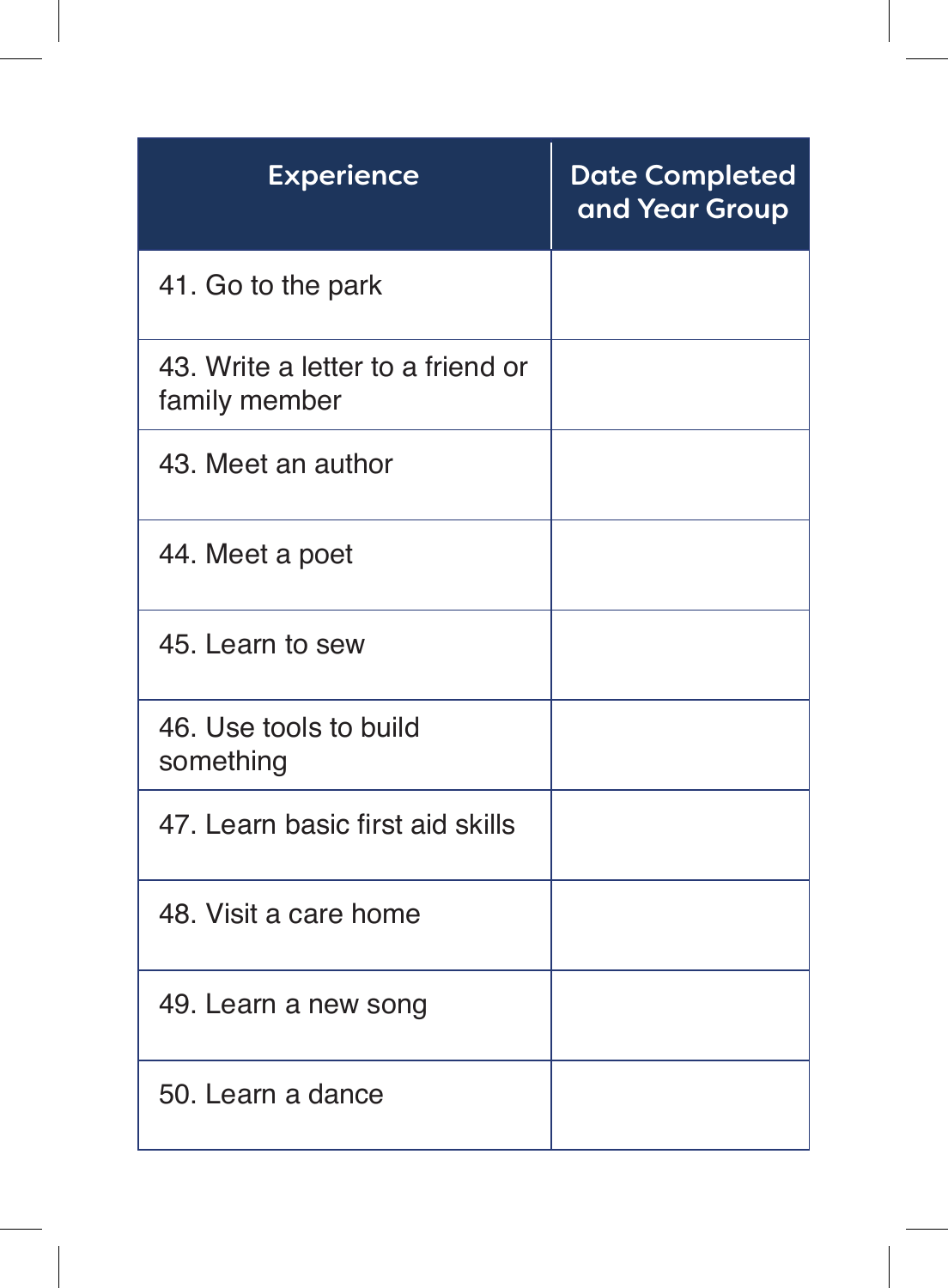| Experience | Date Completed and Year Group |
| --- | --- |
| 41. Go to the park | |
| 43. Write a letter to a friend or family member | |
| 43. Meet an author | |
| 44. Meet a poet | |
| 45. Learn to sew | |
| 46. Use tools to build something | |
| 47. Learn basic first aid skills | |
| 48. Visit a care home | |
| 49. Learn a new song | |
| 50. Learn a dance | |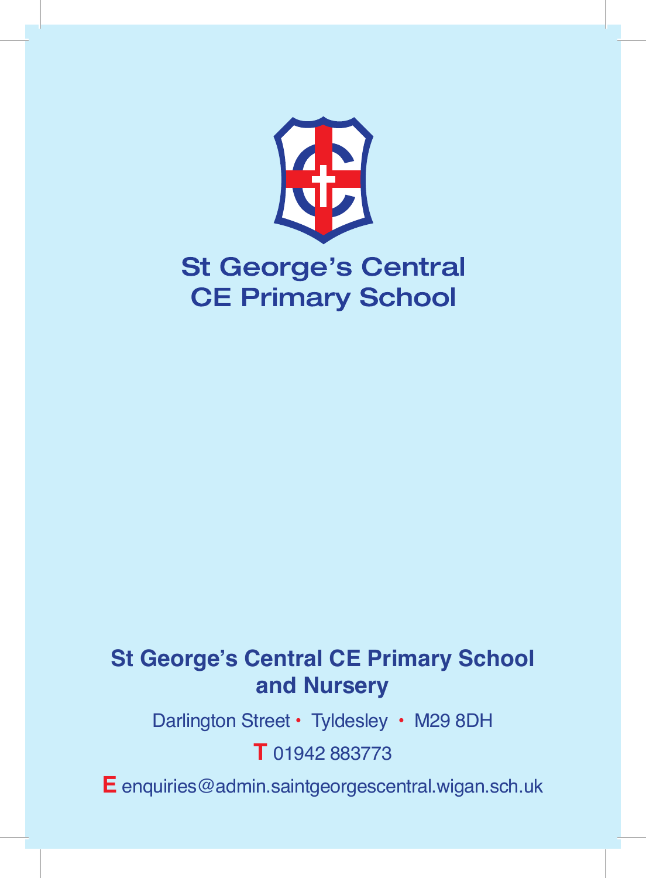# St George's Central CE Primary School

**St George's Central CE Primary School and Nursery**

Darlington Street • Tyldesley • M29 8DH

**T** 01942 883773

**E** enquiries@admin.saintgeorgescentral.wigan.sch.uk